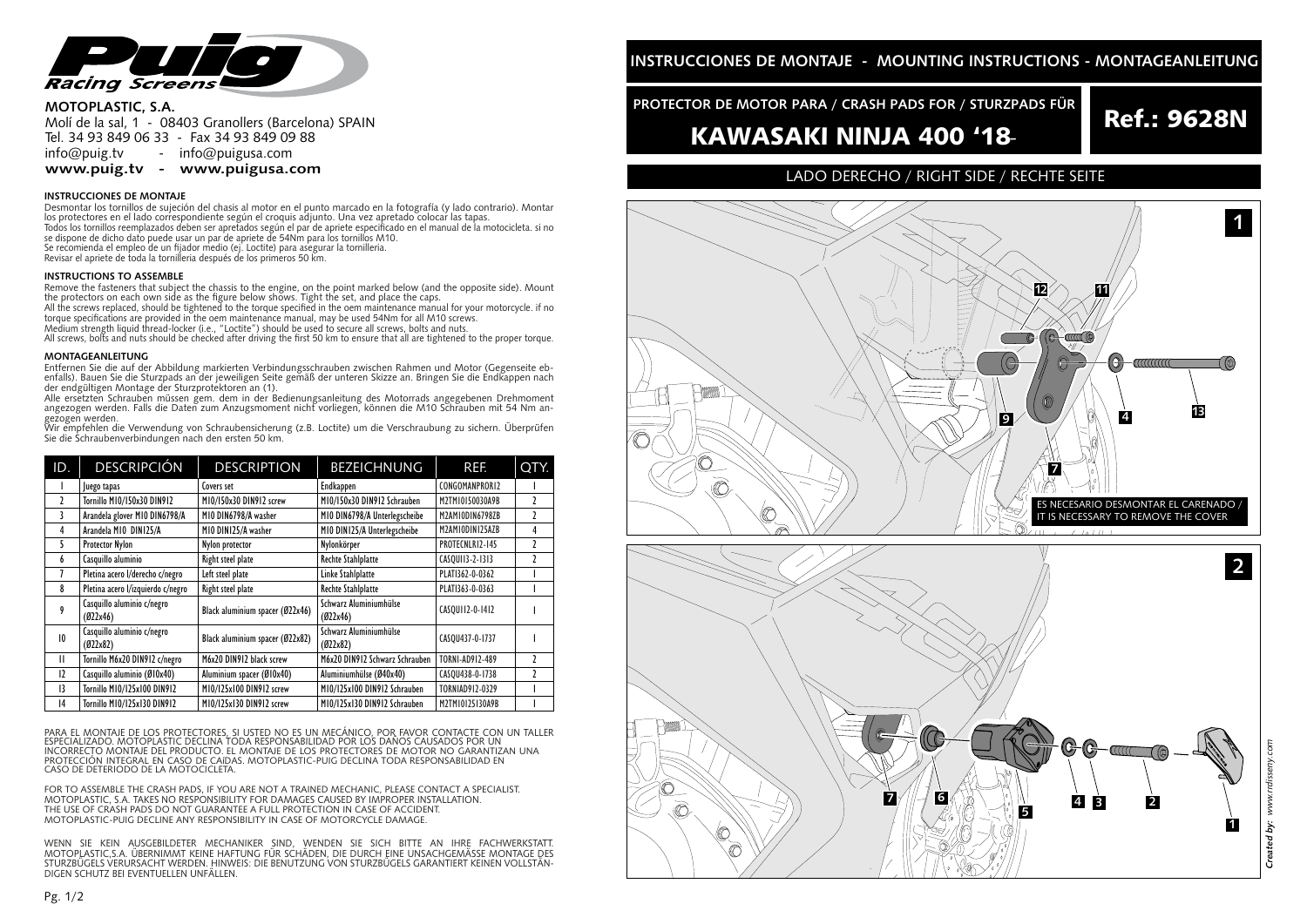# Puig Racing Screens

**MOTOPLASTIC, S.A.**
Molí de la sal, 1 - 08403 Granollers (Barcelona) SPAIN
Tel. 34 93 849 06 33 - Fax 34 93 849 09 88
info@puig.tv - info@puigusa.com
**www.puig.tv - www.puigusa.com**

#### INSTRUCCIONES DE MONTAJE

Desmontar los tornillos de sujeción del chasis al motor en el punto marcado en la fotografía (y lado contrario). Montar los protectores en el lado correspondiente según el croquis adjunto. Una vez apretado colocar las tapas.
Todos los tornillos reemplazados deben ser apretados según el par de apriete especificado en el manual de la motocicleta. si no se dispone de dicho dato puede usar un par de apriete de 54Nm para los tornillos M10.
Se recomienda el empleo de un fijador medio (ej. Loctite) para asegurar la tornillería.
Revisar el apriete de toda la tornillería después de los primeros 50 km.

#### INSTRUCTIONS TO ASSEMBLE

Remove the fasteners that subject the chassis to the engine, on the point marked below (and the opposite side). Mount the protectors on each own side as the figure below shows. Tight the set, and place the caps.
All the screws replaced, should be tightened to the torque specified in the oem maintenance manual for your motorcycle. if no torque specifications are provided in the oem maintenance manual, may be used 54Nm for all M10 screws.
Medium strength liquid thread-locker (i.e., "Loctite") should be used to secure all screws, bolts and nuts.
All screws, bolts and nuts should be checked after driving the first 50 km to ensure that all are tightened to the proper torque.

#### MONTAGEANLEITUNG

Entfernen Sie die auf der Abbildung markierten Verbindungsschrauben zwischen Rahmen und Motor (Gegenseite ebenfalls). Bauen Sie die Sturzpads an der jeweiligen Seite gemäß der unteren Skizze an. Bringen Sie die Endkappen nach der endgültigen Montage der Sturzprotektoren an (1).
Alle ersetzten Schrauben müssen gem. dem in der Bedienungsanleitung des Motorrads angegebenen Drehmoment angezogen werden. Falls die Daten zum Anzugsmoment nicht vorliegen, können die M10 Schrauben mit 54 Nm angezogen werden.
Wir empfehlen die Verwendung von Schraubensicherung (z.B. Loctite) um die Verschraubung zu sichern. Überprüfen Sie die Schraubenverbindungen nach den ersten 50 km.

| ID. | DESCRIPCIÓN | DESCRIPTION | BEZEICHNUNG | REF. | QTY. |
|---|---|---|---|---|---|
| 1 | Juego tapas | Covers set | Endkappen | CONGOMANPROR12 | 1 |
| 2 | Tornillo M10/150x30 DIN912 | M10/150x30 DIN912 screw | M10/150x30 DIN912 Schrauben | M2TM10150030A9B | 2 |
| 3 | Arandela glover M10 DIN6798/A | M10 DIN6798/A washer | M10 DIN6798/A Unterlegscheibe | M2AM10DIN6798ZB | 2 |
| 4 | Arandela M10 DIN125/A | M10 DIN125/A washer | M10 DIN125/A Unterlegscheibe | M2AM10DIN125AZB | 4 |
| 5 | Protector Nylon | Nylon protector | Nylonkörper | PROTECNLR12-145 | 2 |
| 6 | Casquillo aluminio | Right steel plate | Rechte Stahlplatte | CASQUI13-2-1313 | 2 |
| 7 | Pletina acero I/derecho c/negro | Left steel plate | Linke Stahlplatte | PLATI362-0-0362 | 1 |
| 8 | Pletina acero I/izquierdo c/negro | Right steel plate | Rechte Stahlplatte | PLATI363-0-0363 | 1 |
| 9 | Casquillo aluminio c/negro (Ø22x46) | Black aluminium spacer (Ø22x46) | Schwarz Aluminiumhülse (Ø22x46) | CASQUI12-0-1412 | 1 |
| 10 | Casquillo aluminio c/negro (Ø22x82) | Black aluminium spacer (Ø22x82) | Schwarz Aluminiumhülse (Ø22x82) | CASQU437-0-1737 | 1 |
| 11 | Tornillo M6x20 DIN912 c/negro | M6x20 DIN912 black screw | M6x20 DIN912 Schwarz Schrauben | TORNI-AD912-489 | 2 |
| 12 | Casquillo aluminio (Ø10x40) | Aluminium spacer (Ø10x40) | Aluminiumhülse (Ø40x40) | CASQU438-0-1738 | 2 |
| 13 | Tornillo M10/125x100 DIN912 | M10/125x100 DIN912 screw | M10/125x100 DIN912 Schrauben | TORNIAD912-0329 | 1 |
| 14 | Tornillo M10/125x130 DIN912 | M10/125x130 DIN912 screw | M10/125x130 DIN912 Schrauben | M2TM10125130A9B | 1 |

PARA EL MONTAJE DE LOS PROTECTORES, SI USTED NO ES UN MECÁNICO, POR FAVOR CONTACTE CON UN TALLER ESPECIALIZADO. MOTOPLASTIC DECLINA TODA RESPONSABILIDAD POR LOS DAÑOS CAUSADOS POR UN INCORRECTO MONTAJE DEL PRODUCTO. EL MONTAJE DE LOS PROTECTORES DE MOTOR NO GARANTIZAN UNA PROTECCIÓN INTEGRAL EN CASO DE CAIDAS. MOTOPLASTIC-PUIG DECLINA TODA RESPONSABILIDAD EN CASO DE DETERIODO DE LA MOTOCICLETA.

FOR TO ASSEMBLE THE CRASH PADS, IF YOU ARE NOT A TRAINED MECHANIC, PLEASE CONTACT A SPECIALIST. MOTOPLASTIC, S.A. TAKES NO RESPONSIBILITY FOR DAMAGES CAUSED BY IMPROPER INSTALLATION. THE USE OF CRASH PADS DO NOT GUARANTEE A FULL PROTECTION IN CASE OF ACCIDENT. MOTOPLASTIC-PUIG DECLINE ANY RESPONSIBILITY IN CASE OF MOTORCYCLE DAMAGE.

WENN SIE KEIN AUSGEBILDETER MECHANIKER SIND, WENDEN SIE SICH BITTE AN IHRE FACHWERKSTATT. MOTOPLASTIC,S.A. ÜBERNIMMT KEINE HAFTUNG FÜR SCHÄDEN, DIE DURCH EINE UNSACHGEMÄSSE MONTAGE DES STURZBÜGELS VERURSACHT WERDEN. HINWEIS: DIE BENUTZUNG VON STURZBÜGELS GARANTIERT KEINEN VOLLSTÄNDIGEN SCHUTZ BEI EVENTUELLEN UNFÄLLEN.

## INSTRUCCIONES DE MONTAJE - MOUNTING INSTRUCTIONS - MONTAGEANLEITUNG

**PROTECTOR DE MOTOR PARA / CRASH PADS FOR / STURZPADS FÜR**

# KAWASAKI NINJA 400 '18-

**Ref.: 9628N**

### LADO DERECHO / RIGHT SIDE / RECHTE SEITE

1

12 11 9 4 13 7

ES NECESARIO DESMONTAR EL CARENADO / IT IS NECESSARY TO REMOVE THE COVER

2

7 6 5 4 3 2 1

*Created by: www.rdisseny.com*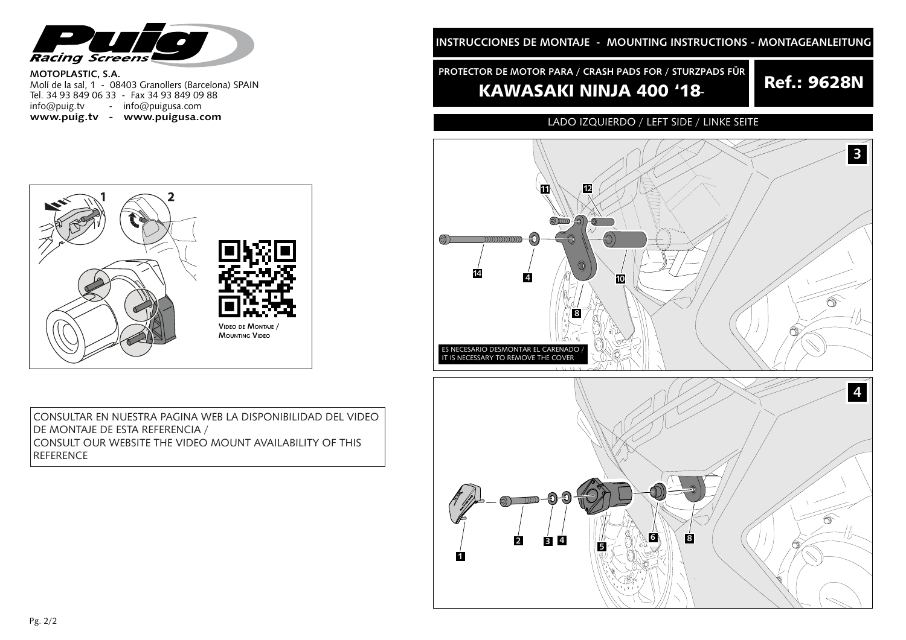**MOTOPLASTIC, S.A.**
Molí de la sal, 1 - 08403 Granollers (Barcelona) SPAIN
Tel. 34 93 849 06 33 - Fax 34 93 849 09 88
info@puig.tv - info@puigusa.com
**www.puig.tv - www.puigusa.com**

# INSTRUCCIONES DE MONTAJE - MOUNTING INSTRUCTIONS - MONTAGEANLEITUNG

## PROTECTOR DE MOTOR PARA / CRASH PADS FOR / STURZPADS FÜR KAWASAKI NINJA 400 '18-

## Ref.: 9628N

### LADO IZQUIERDO / LEFT SIDE / LINKE SEITE

3

ES NECESARIO DESMONTAR EL CARENADO / IT IS NECESSARY TO REMOVE THE COVER

4

VIDEO DE MONTAJE / MOUNTING VIDEO

CONSULTAR EN NUESTRA PAGINA WEB LA DISPONIBILIDAD DEL VIDEO DE MONTAJE DE ESTA REFERENCIA /
CONSULT OUR WEBSITE THE VIDEO MOUNT AVAILABILITY OF THIS REFERENCE